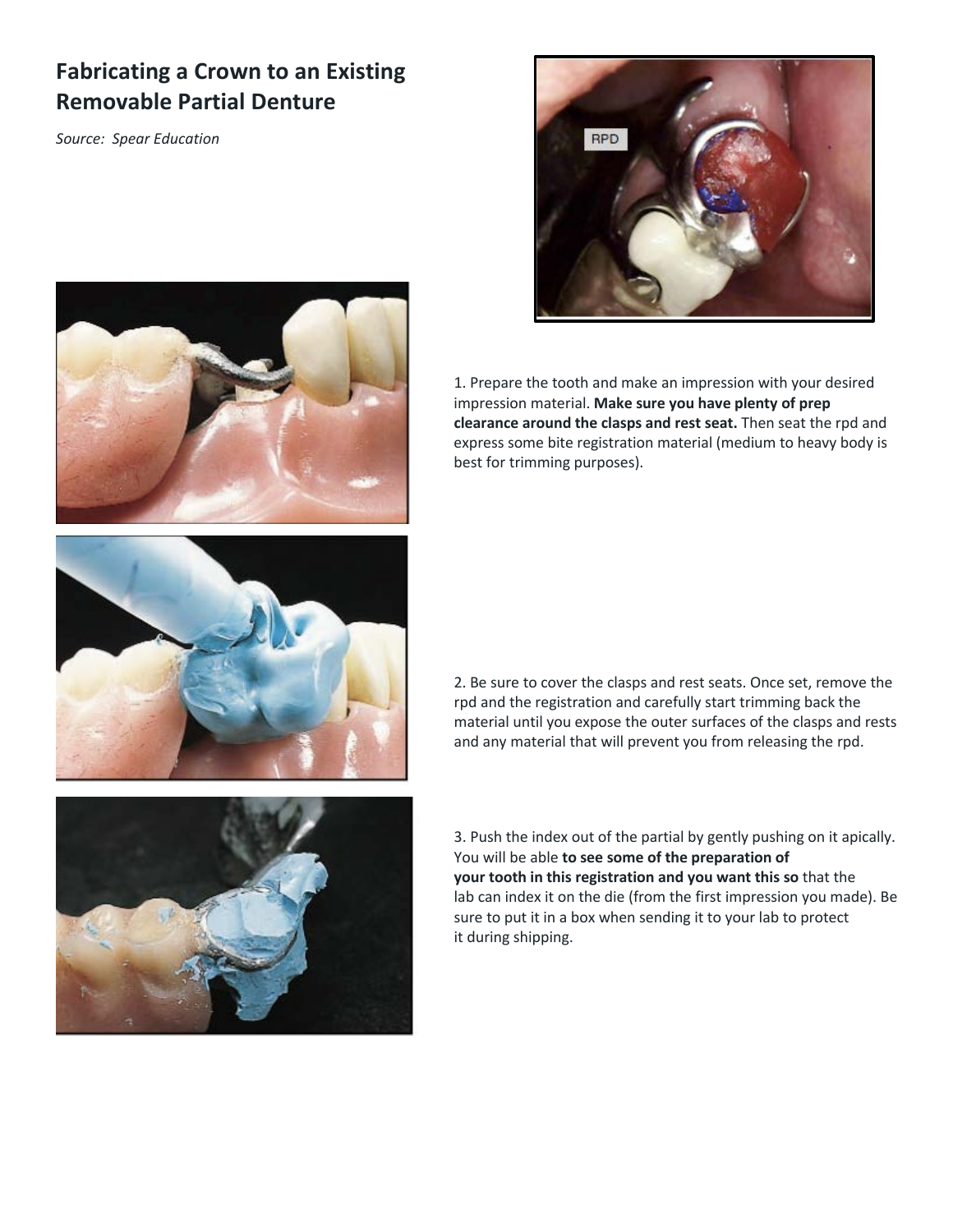# Fabricating a Crown to an Existing Removable Partial Denture

*Source: Spear Education*

1. Prepare the tooth and make an impression with your desired impression material. **Make sure you have plenty of prep clearance around the clasps and rest seat.** Then seat the rpd and express some bite registration material (medium to heavy body is best for trimming purposes).

2. Be sure to cover the clasps and rest seats. Once set, remove the rpd and the registration and carefully start trimming back the material until you expose the outer surfaces of the clasps and rests and any material that will prevent you from releasing the rpd.

3. Push the index out of the partial by gently pushing on it apically. You will be able **to see some of the preparation of your tooth in this registration and you want this so** that the lab can index it on the die (from the first impression you made). Be sure to put it in a box when sending it to your lab to protect it during shipping.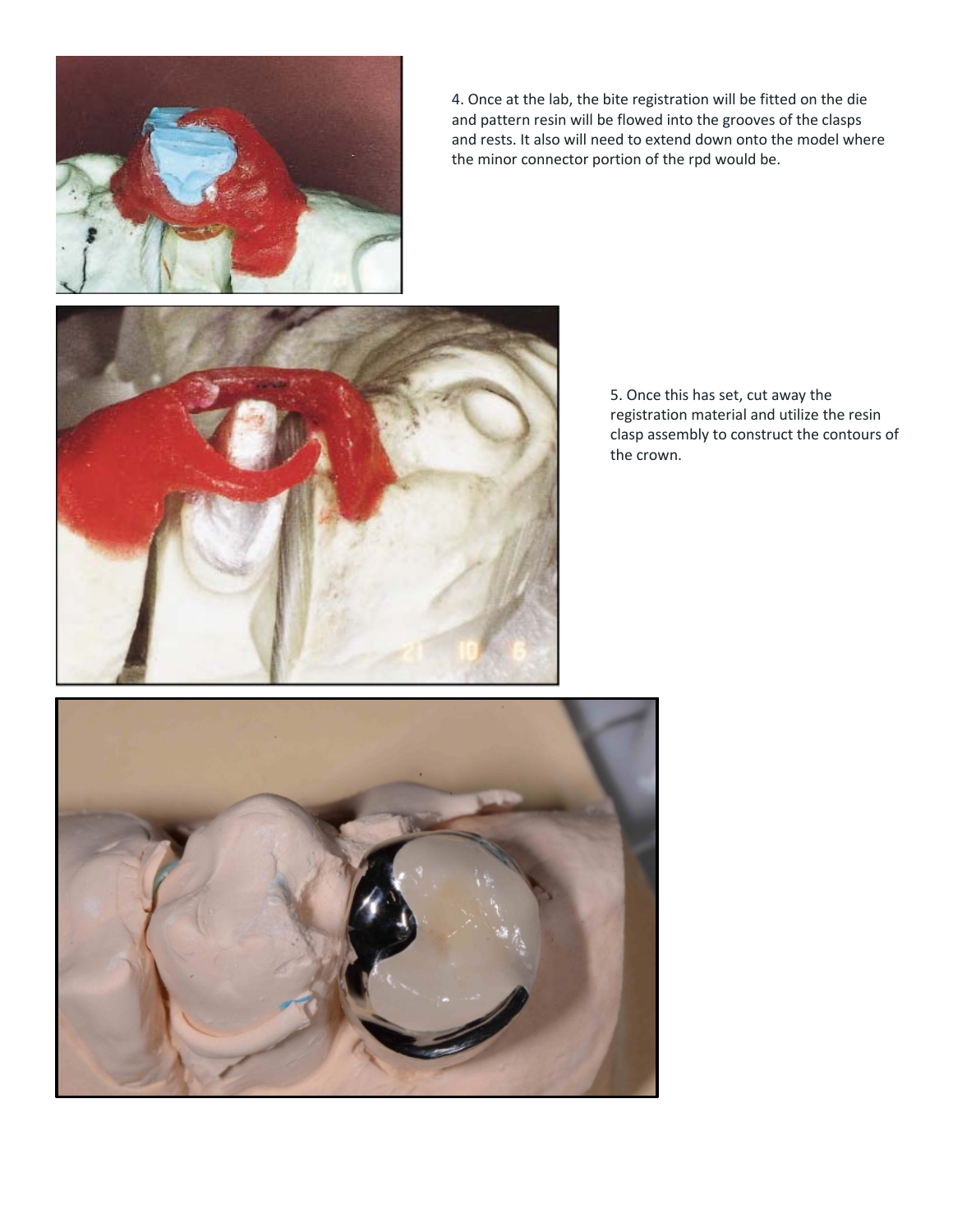4. Once at the lab, the bite registration will be fitted on the die and pattern resin will be flowed into the grooves of the clasps and rests. It also will need to extend down onto the model where the minor connector portion of the rpd would be.

5. Once this has set, cut away the registration material and utilize the resin clasp assembly to construct the contours of the crown.